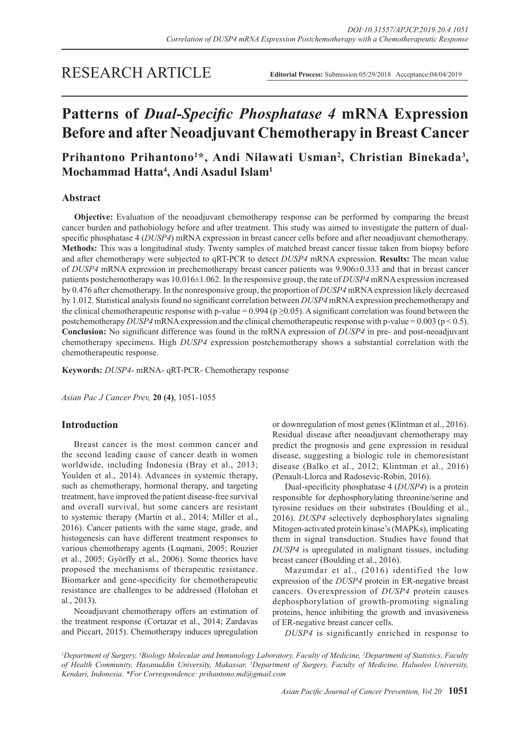RESEARCH ARTICLE

**Editorial Process:** Submission:05/29/2018 Acceptance:04/04/2019

# Patterns of *Dual-Specific Phosphatase 4* mRNA Expression Before and after Neoadjuvant Chemotherapy in Breast Cancer

**Prihantono Prihantono[1]\*, Andi Nilawati Usman[2], Christian Binekada[3], Mochammad Hatta[4], Andi Asadul Islam[1]**

## Abstract

**Objective:** Evaluation of the neoadjuvant chemotherapy response can be performed by comparing the breast cancer burden and pathobiology before and after treatment. This study was aimed to investigate the pattern of dual-specific phosphatase 4 (*DUSP4*) mRNA expression in breast cancer cells before and after neoadjuvant chemotherapy. **Methods:** This was a longitudinal study. Twenty samples of matched breast cancer tissue taken from biopsy before and after chemotherapy were subjected to qRT-PCR to detect *DUSP4* mRNA expression. **Results:** The mean value of *DUSP4* mRNA expression in prechemotherapy breast cancer patients was 9.906±0.333 and that in breast cancer patients postchemotherapy was 10.016±1.062. In the responsive group, the rate of *DUSP4* mRNA expression increased by 0.476 after chemotherapy. In the nonresponsive group, the proportion of *DUSP4* mRNA expression likely decreased by 1.012. Statistical analysis found no significant correlation between *DUSP4* mRNA expression prechemotherapy and the clinical chemotherapeutic response with p-value = 0.994 ($p \geq 0.05$). A significant correlation was found between the postchemotherapy *DUSP4* mRNA expression and the clinical chemotherapeutic response with p-value = 0.003 ($p < 0.5$). **Conclusion:** No significant difference was found in the mRNA expression of *DUSP4* in pre- and post-neoadjuvant chemotherapy specimens. High *DUSP4* expression postchemotherapy shows a substantial correlation with the chemotherapeutic response.

**Keywords:** *DUSP4*- mRNA- qRT-PCR- Chemotherapy response

*Asian Pac J Cancer Prev,* **20 (4)**, 1051-1055

## Introduction

Breast cancer is the most common cancer and the second leading cause of cancer death in women worldwide, including Indonesia (Bray et al., 2013; Youlden et al., 2014). Advances in systemic therapy, such as chemotherapy, hormonal therapy, and targeting treatment, have improved the patient disease-free survival and overall survival, but some cancers are resistant to systemic therapy (Martin et al., 2014; Miller et al., 2016). Cancer patients with the same stage, grade, and histogenesis can have different treatment responses to various chemotherapy agents (Luqmani, 2005; Rouzier et al., 2005; Györffy et al., 2006). Some theories have proposed the mechanisms of therapeutic resistance. Biomarker and gene-specificity for chemotherapeutic resistance are challenges to be addressed (Holohan et al., 2013).

Neoadjuvant chemotherapy offers an estimation of the treatment response (Cortazar et al., 2014; Zardavas and Piccart, 2015). Chemotherapy induces upregulation or downregulation of most genes (Klintman et al., 2016). Residual disease after neoadjuvant chemotherapy may predict the prognosis and gene expression in residual disease, suggesting a biologic role in chemoresistant disease (Balko et al., 2012; Klintman et al., 2016) (Penault-Llorca and Radosevic-Robin, 2016).

Dual-specificity phosphatase 4 (*DUSP4*) is a protein responsible for dephosphorylating threonine/serine and tyrosine residues on their substrates (Boulding et al., 2016). *DUSP4* selectively dephosphorylates signaling Mitogen-activated protein kinase's (MAPKs), implicating them in signal transduction. Studies have found that *DUSP4* is upregulated in malignant tissues, including breast cancer (Boulding et al., 2016).

Mazumdar et al., (2016) identified the low expression of the *DUSP4* protein in ER-negative breast cancers. Overexpression of *DUSP4* protein causes dephosphorylation of growth-promoting signaling proteins, hence inhibiting the growth and invasiveness of ER-negative breast cancer cells.

*DUSP4* is significantly enriched in response to

[1]Department of Surgery, [4]Biology Molecular and Immunology Laboratory, Faculty of Medicine, [2]Department of Statistics, Faculty of Health Community, Hasanuddin University, Makassar, [3]Department of Surgery, Faculty of Medicine, Haluoleo University, Kendari, Indonesia. \*For Correspondence: prihantono.md@gmail.com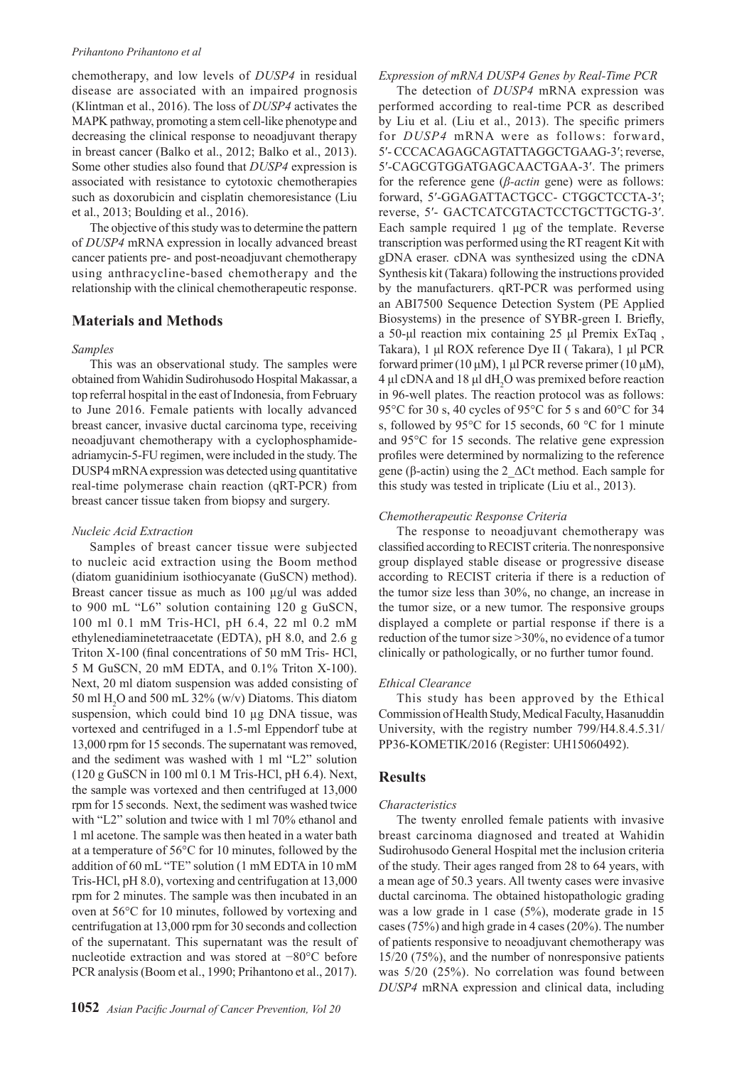chemotherapy, and low levels of *DUSP4* in residual disease are associated with an impaired prognosis (Klintman et al., 2016). The loss of *DUSP4* activates the MAPK pathway, promoting a stem cell-like phenotype and decreasing the clinical response to neoadjuvant therapy in breast cancer (Balko et al., 2012; Balko et al., 2013). Some other studies also found that *DUSP4* expression is associated with resistance to cytotoxic chemotherapies such as doxorubicin and cisplatin chemoresistance (Liu et al., 2013; Boulding et al., 2016).

The objective of this study was to determine the pattern of *DUSP4* mRNA expression in locally advanced breast cancer patients pre- and post-neoadjuvant chemotherapy using anthracycline-based chemotherapy and the relationship with the clinical chemotherapeutic response.

## Materials and Methods

### *Samples*

This was an observational study. The samples were obtained from Wahidin Sudirohusodo Hospital Makassar, a top referral hospital in the east of Indonesia, from February to June 2016. Female patients with locally advanced breast cancer, invasive ductal carcinoma type, receiving neoadjuvant chemotherapy with a cyclophosphamide-adriamycin-5-FU regimen, were included in the study. The DUSP4 mRNA expression was detected using quantitative real-time polymerase chain reaction (qRT-PCR) from breast cancer tissue taken from biopsy and surgery.

### *Nucleic Acid Extraction*

Samples of breast cancer tissue were subjected to nucleic acid extraction using the Boom method (diatom guanidinium isothiocyanate (GuSCN) method). Breast cancer tissue as much as 100 µg/ul was added to 900 mL "L6" solution containing 120 g GuSCN, 100 ml 0.1 mM Tris-HCl, pH 6.4, 22 ml 0.2 mM ethylenediaminetetraacetate (EDTA), pH 8.0, and 2.6 g Triton X-100 (final concentrations of 50 mM Tris- HCl, 5 M GuSCN, 20 mM EDTA, and 0.1% Triton X-100). Next, 20 ml diatom suspension was added consisting of 50 ml $H_2O$ and 500 mL 32% (w/v) Diatoms. This diatom suspension, which could bind 10 µg DNA tissue, was vortexed and centrifuged in a 1.5-ml Eppendorf tube at 13,000 rpm for 15 seconds. The supernatant was removed, and the sediment was washed with 1 ml "L2" solution (120 g GuSCN in 100 ml 0.1 M Tris-HCl, pH 6.4). Next, the sample was vortexed and then centrifuged at 13,000 rpm for 15 seconds. Next, the sediment was washed twice with "L2" solution and twice with 1 ml 70% ethanol and 1 ml acetone. The sample was then heated in a water bath at a temperature of 56°C for 10 minutes, followed by the addition of 60 mL "TE" solution (1 mM EDTA in 10 mM Tris-HCl, pH 8.0), vortexing and centrifugation at 13,000 rpm for 2 minutes. The sample was then incubated in an oven at 56°C for 10 minutes, followed by vortexing and centrifugation at 13,000 rpm for 30 seconds and collection of the supernatant. This supernatant was the result of nucleotide extraction and was stored at −80°C before PCR analysis (Boom et al., 1990; Prihantono et al., 2017).

### *Expression of mRNA DUSP4 Genes by Real-Time PCR*

The detection of *DUSP4* mRNA expression was performed according to real-time PCR as described by Liu et al. (Liu et al., 2013). The specific primers for *DUSP4* mRNA were as follows: forward, 5′- CCCACAGAGCAGTATTAGGCTGAAG-3′; reverse, 5′-CAGCGTGGATGAGCAACTGAA-3′. The primers for the reference gene (*β-actin* gene) were as follows: forward, 5′-GGAGATTACTGCC- CTGGCTCCTA-3′; reverse, 5′- GACTCATCGTACTCCTGCTTGCTG-3′. Each sample required 1 µg of the template. Reverse transcription was performed using the RT reagent Kit with gDNA eraser. cDNA was synthesized using the cDNA Synthesis kit (Takara) following the instructions provided by the manufacturers. qRT-PCR was performed using an ABI7500 Sequence Detection System (PE Applied Biosystems) in the presence of SYBR-green I. Briefly, a 50-µl reaction mix containing 25 µl Premix ExTaq , Takara), 1 µl ROX reference Dye II ( Takara), 1 µl PCR forward primer (10 µM), 1 µl PCR reverse primer (10 µM), 4 µl cDNA and 18 µl $dH_2O$ was premixed before reaction in 96-well plates. The reaction protocol was as follows: 95°C for 30 s, 40 cycles of 95°C for 5 s and 60°C for 34 s, followed by 95°C for 15 seconds, 60 °C for 1 minute and 95°C for 15 seconds. The relative gene expression profiles were determined by normalizing to the reference gene (β-actin) using the 2_ΔCt method. Each sample for this study was tested in triplicate (Liu et al., 2013).

### *Chemotherapeutic Response Criteria*

The response to neoadjuvant chemotherapy was classified according to RECIST criteria. The nonresponsive group displayed stable disease or progressive disease according to RECIST criteria if there is a reduction of the tumor size less than 30%, no change, an increase in the tumor size, or a new tumor. The responsive groups displayed a complete or partial response if there is a reduction of the tumor size >30%, no evidence of a tumor clinically or pathologically, or no further tumor found.

### *Ethical Clearance*

This study has been approved by the Ethical Commission of Health Study, Medical Faculty, Hasanuddin University, with the registry number 799/H4.8.4.5.31/ PP36-KOMETIK/2016 (Register: UH15060492).

## Results

### *Characteristics*

The twenty enrolled female patients with invasive breast carcinoma diagnosed and treated at Wahidin Sudirohusodo General Hospital met the inclusion criteria of the study. Their ages ranged from 28 to 64 years, with a mean age of 50.3 years. All twenty cases were invasive ductal carcinoma. The obtained histopathologic grading was a low grade in 1 case (5%), moderate grade in 15 cases (75%) and high grade in 4 cases (20%). The number of patients responsive to neoadjuvant chemotherapy was 15/20 (75%), and the number of nonresponsive patients was 5/20 (25%). No correlation was found between *DUSP4* mRNA expression and clinical data, including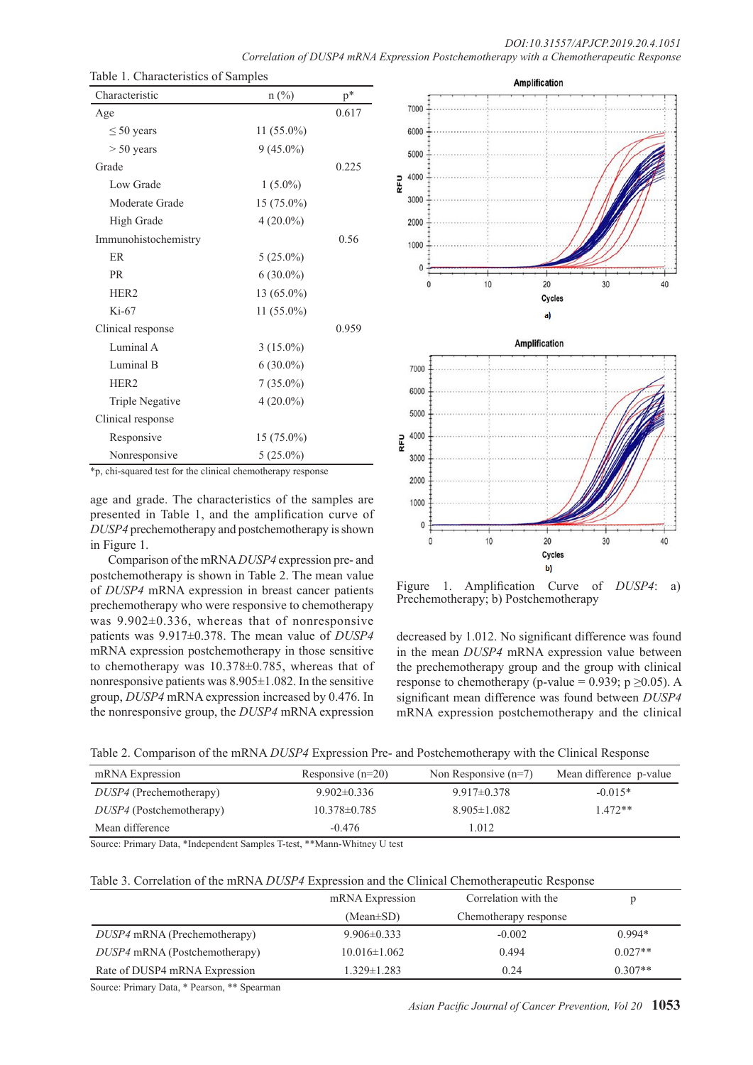Table 1. Characteristics of Samples

| Characteristic | n (%) | p* |
|---|---|---|
| Age | | 0.617 |
| ≤ 50 years | 11 (55.0%) | |
| > 50 years | 9 (45.0%) | |
| Grade | | 0.225 |
| Low Grade | 1 (5.0%) | |
| Moderate Grade | 15 (75.0%) | |
| High Grade | 4 (20.0%) | |
| Immunohistochemistry | | 0.56 |
| ER | 5 (25.0%) | |
| PR | 6 (30.0%) | |
| HER2 | 13 (65.0%) | |
| Ki-67 | 11 (55.0%) | |
| Clinical response | | 0.959 |
| Luminal A | 3 (15.0%) | |
| Luminal B | 6 (30.0%) | |
| HER2 | 7 (35.0%) | |
| Triple Negative | 4 (20.0%) | |
| Clinical response | | |
| Responsive | 15 (75.0%) | |
| Nonresponsive | 5 (25.0%) | |

*p, chi-squared test for the clinical chemotherapy response

age and grade. The characteristics of the samples are presented in Table 1, and the amplification curve of *DUSP4* prechemotherapy and postchemotherapy is shown in Figure 1.

Comparison of the mRNA *DUSP4* expression pre- and postchemotherapy is shown in Table 2. The mean value of *DUSP4* mRNA expression in breast cancer patients prechemotherapy who were responsive to chemotherapy was 9.902±0.336, whereas that of nonresponsive patients was 9.917±0.378. The mean value of *DUSP4* mRNA expression postchemotherapy in those sensitive to chemotherapy was 10.378±0.785, whereas that of nonresponsive patients was 8.905±1.082. In the sensitive group, *DUSP4* mRNA expression increased by 0.476. In the nonresponsive group, the *DUSP4* mRNA expression decreased by 1.012. No significant difference was found in the mean *DUSP4* mRNA expression value between the prechemotherapy group and the group with clinical response to chemotherapy (p-value = 0.939; p ≥0.05). A significant mean difference was found between *DUSP4* mRNA expression postchemotherapy and the clinical

Figure 1. Amplification Curve of *DUSP4*: a) Prechemotherapy; b) Postchemotherapy

Table 2. Comparison of the mRNA *DUSP4* Expression Pre- and Postchemotherapy with the Clinical Response

| mRNA Expression | Responsive (n=20) | Non Responsive (n=7) | Mean difference p-value |
|---|---|---|---|
| *DUSP4* (Prechemotherapy) | 9.902±0.336 | 9.917±0.378 | -0.015* |
| *DUSP4* (Postchemotherapy) | 10.378±0.785 | 8.905±1.082 | 1.472** |
| Mean difference | -0.476 | 1.012 | |

Source: Primary Data, *Independent Samples T-test, **Mann-Whitney U test

Table 3. Correlation of the mRNA *DUSP4* Expression and the Clinical Chemotherapeutic Response

| | mRNA Expression (Mean±SD) | Correlation with the Chemotherapy response | p |
|---|---|---|---|
| *DUSP4* mRNA (Prechemotherapy) | 9.906±0.333 | -0.002 | 0.994* |
| *DUSP4* mRNA (Postchemotherapy) | 10.016±1.062 | 0.494 | 0.027** |
| Rate of DUSP4 mRNA Expression | 1.329±1.283 | 0.24 | 0.307** |

Source: Primary Data, * Pearson, ** Spearman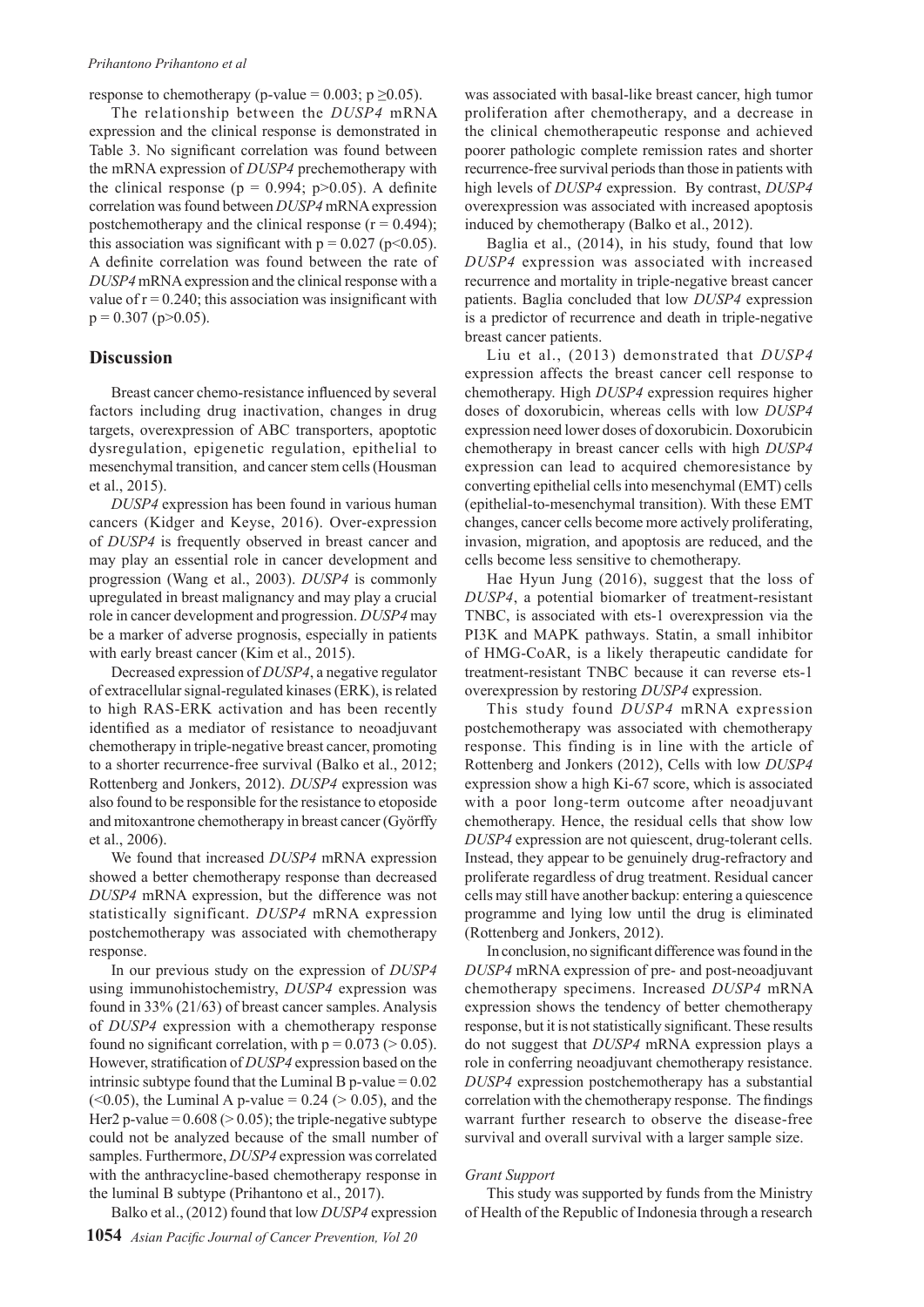response to chemotherapy (p-value = 0.003; p ≥0.05).

The relationship between the *DUSP4* mRNA expression and the clinical response is demonstrated in Table 3. No significant correlation was found between the mRNA expression of *DUSP4* prechemotherapy with the clinical response (p = 0.994; p>0.05). A definite correlation was found between *DUSP4* mRNA expression postchemotherapy and the clinical response (r = 0.494); this association was significant with p = 0.027 (p<0.05). A definite correlation was found between the rate of *DUSP4* mRNA expression and the clinical response with a value of r = 0.240; this association was insignificant with p = 0.307 (p>0.05).

## Discussion

Breast cancer chemo-resistance influenced by several factors including drug inactivation, changes in drug targets, overexpression of ABC transporters, apoptotic dysregulation, epigenetic regulation, epithelial to mesenchymal transition, and cancer stem cells (Housman et al., 2015).

*DUSP4* expression has been found in various human cancers (Kidger and Keyse, 2016). Over-expression of *DUSP4* is frequently observed in breast cancer and may play an essential role in cancer development and progression (Wang et al., 2003). *DUSP4* is commonly upregulated in breast malignancy and may play a crucial role in cancer development and progression. *DUSP4* may be a marker of adverse prognosis, especially in patients with early breast cancer (Kim et al., 2015).

Decreased expression of *DUSP4*, a negative regulator of extracellular signal-regulated kinases (ERK), is related to high RAS-ERK activation and has been recently identified as a mediator of resistance to neoadjuvant chemotherapy in triple-negative breast cancer, promoting to a shorter recurrence-free survival (Balko et al., 2012; Rottenberg and Jonkers, 2012). *DUSP4* expression was also found to be responsible for the resistance to etoposide and mitoxantrone chemotherapy in breast cancer (Györffy et al., 2006).

We found that increased *DUSP4* mRNA expression showed a better chemotherapy response than decreased *DUSP4* mRNA expression, but the difference was not statistically significant. *DUSP4* mRNA expression postchemotherapy was associated with chemotherapy response.

In our previous study on the expression of *DUSP4* using immunohistochemistry, *DUSP4* expression was found in 33% (21/63) of breast cancer samples. Analysis of *DUSP4* expression with a chemotherapy response found no significant correlation, with p = 0.073 (> 0.05). However, stratification of *DUSP4* expression based on the intrinsic subtype found that the Luminal B p-value = 0.02 (<0.05), the Luminal A p-value = 0.24 (> 0.05), and the Her2 p-value = 0.608 (> 0.05); the triple-negative subtype could not be analyzed because of the small number of samples. Furthermore, *DUSP4* expression was correlated with the anthracycline-based chemotherapy response in the luminal B subtype (Prihantono et al., 2017).

Balko et al., (2012) found that low *DUSP4* expression was associated with basal-like breast cancer, high tumor proliferation after chemotherapy, and a decrease in the clinical chemotherapeutic response and achieved poorer pathologic complete remission rates and shorter recurrence-free survival periods than those in patients with high levels of *DUSP4* expression. By contrast, *DUSP4* overexpression was associated with increased apoptosis induced by chemotherapy (Balko et al., 2012).

Baglia et al., (2014), in his study, found that low *DUSP4* expression was associated with increased recurrence and mortality in triple-negative breast cancer patients. Baglia concluded that low *DUSP4* expression is a predictor of recurrence and death in triple-negative breast cancer patients.

Liu et al., (2013) demonstrated that *DUSP4* expression affects the breast cancer cell response to chemotherapy. High *DUSP4* expression requires higher doses of doxorubicin, whereas cells with low *DUSP4* expression need lower doses of doxorubicin. Doxorubicin chemotherapy in breast cancer cells with high *DUSP4* expression can lead to acquired chemoresistance by converting epithelial cells into mesenchymal (EMT) cells (epithelial-to-mesenchymal transition). With these EMT changes, cancer cells become more actively proliferating, invasion, migration, and apoptosis are reduced, and the cells become less sensitive to chemotherapy.

Hae Hyun Jung (2016), suggest that the loss of *DUSP4*, a potential biomarker of treatment-resistant TNBC, is associated with ets-1 overexpression via the PI3K and MAPK pathways. Statin, a small inhibitor of HMG-CoAR, is a likely therapeutic candidate for treatment-resistant TNBC because it can reverse ets-1 overexpression by restoring *DUSP4* expression.

This study found *DUSP4* mRNA expression postchemotherapy was associated with chemotherapy response. This finding is in line with the article of Rottenberg and Jonkers (2012), Cells with low *DUSP4* expression show a high Ki-67 score, which is associated with a poor long-term outcome after neoadjuvant chemotherapy. Hence, the residual cells that show low *DUSP4* expression are not quiescent, drug-tolerant cells. Instead, they appear to be genuinely drug-refractory and proliferate regardless of drug treatment. Residual cancer cells may still have another backup: entering a quiescence programme and lying low until the drug is eliminated (Rottenberg and Jonkers, 2012).

In conclusion, no significant difference was found in the *DUSP4* mRNA expression of pre- and post-neoadjuvant chemotherapy specimens. Increased *DUSP4* mRNA expression shows the tendency of better chemotherapy response, but it is not statistically significant. These results do not suggest that *DUSP4* mRNA expression plays a role in conferring neoadjuvant chemotherapy resistance. *DUSP4* expression postchemotherapy has a substantial correlation with the chemotherapy response. The findings warrant further research to observe the disease-free survival and overall survival with a larger sample size.

*Grant Support*

This study was supported by funds from the Ministry of Health of the Republic of Indonesia through a research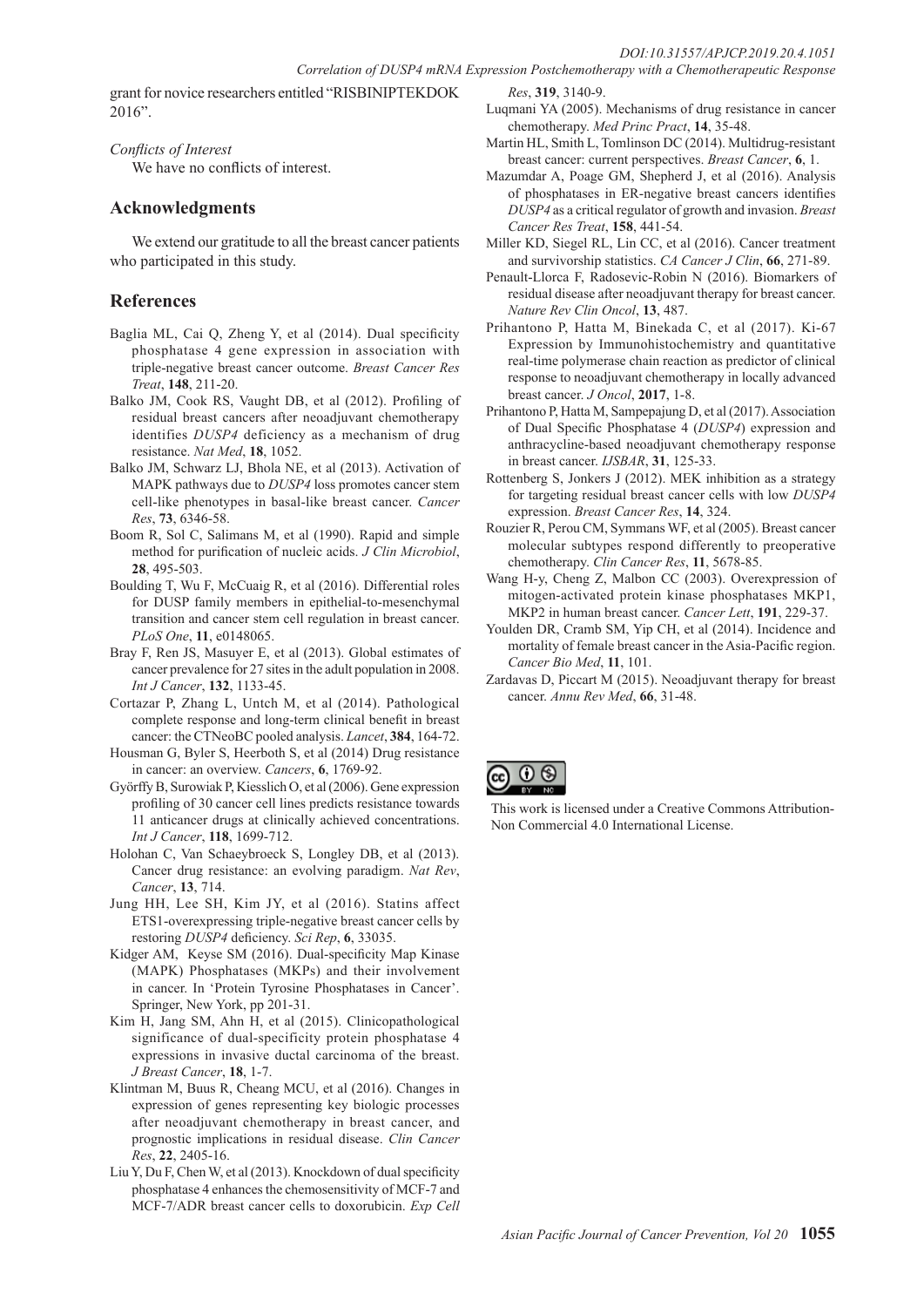grant for novice researchers entitled "RISBINIPTEKDOK 2016".

*Conflicts of Interest*

We have no conflicts of interest.

## Acknowledgments

We extend our gratitude to all the breast cancer patients who participated in this study.

## References

Baglia ML, Cai Q, Zheng Y, et al (2014). Dual specificity phosphatase 4 gene expression in association with triple-negative breast cancer outcome. *Breast Cancer Res Treat*, **148**, 211-20.

Balko JM, Cook RS, Vaught DB, et al (2012). Profiling of residual breast cancers after neoadjuvant chemotherapy identifies *DUSP4* deficiency as a mechanism of drug resistance. *Nat Med*, **18**, 1052.

Balko JM, Schwarz LJ, Bhola NE, et al (2013). Activation of MAPK pathways due to *DUSP4* loss promotes cancer stem cell-like phenotypes in basal-like breast cancer. *Cancer Res*, **73**, 6346-58.

Boom R, Sol C, Salimans M, et al (1990). Rapid and simple method for purification of nucleic acids. *J Clin Microbiol*, **28**, 495-503.

Boulding T, Wu F, McCuaig R, et al (2016). Differential roles for DUSP family members in epithelial-to-mesenchymal transition and cancer stem cell regulation in breast cancer. *PLoS One*, **11**, e0148065.

Bray F, Ren JS, Masuyer E, et al (2013). Global estimates of cancer prevalence for 27 sites in the adult population in 2008. *Int J Cancer*, **132**, 1133-45.

Cortazar P, Zhang L, Untch M, et al (2014). Pathological complete response and long-term clinical benefit in breast cancer: the CTNeoBC pooled analysis. *Lancet*, **384**, 164-72.

Housman G, Byler S, Heerboth S, et al (2014) Drug resistance in cancer: an overview. *Cancers*, **6**, 1769-92.

Györffy B, Surowiak P, Kiesslich O, et al (2006). Gene expression profiling of 30 cancer cell lines predicts resistance towards 11 anticancer drugs at clinically achieved concentrations. *Int J Cancer*, **118**, 1699-712.

Holohan C, Van Schaeybroeck S, Longley DB, et al (2013). Cancer drug resistance: an evolving paradigm. *Nat Rev*, *Cancer*, **13**, 714.

Jung HH, Lee SH, Kim JY, et al (2016). Statins affect ETS1-overexpressing triple-negative breast cancer cells by restoring *DUSP4* deficiency. *Sci Rep*, **6**, 33035.

Kidger AM, Keyse SM (2016). Dual-specificity Map Kinase (MAPK) Phosphatases (MKPs) and their involvement in cancer. In 'Protein Tyrosine Phosphatases in Cancer'. Springer, New York, pp 201-31.

Kim H, Jang SM, Ahn H, et al (2015). Clinicopathological significance of dual-specificity protein phosphatase 4 expressions in invasive ductal carcinoma of the breast. *J Breast Cancer*, **18**, 1-7.

Klintman M, Buus R, Cheang MCU, et al (2016). Changes in expression of genes representing key biologic processes after neoadjuvant chemotherapy in breast cancer, and prognostic implications in residual disease. *Clin Cancer Res*, **22**, 2405-16.

Liu Y, Du F, Chen W, et al (2013). Knockdown of dual specificity phosphatase 4 enhances the chemosensitivity of MCF-7 and MCF-7/ADR breast cancer cells to doxorubicin. *Exp Cell Res*, **319**, 3140-9.

Luqmani YA (2005). Mechanisms of drug resistance in cancer chemotherapy. *Med Princ Pract*, **14**, 35-48.

Martin HL, Smith L, Tomlinson DC (2014). Multidrug-resistant breast cancer: current perspectives. *Breast Cancer*, **6**, 1.

Mazumdar A, Poage GM, Shepherd J, et al (2016). Analysis of phosphatases in ER-negative breast cancers identifies *DUSP4* as a critical regulator of growth and invasion. *Breast Cancer Res Treat*, **158**, 441-54.

Miller KD, Siegel RL, Lin CC, et al (2016). Cancer treatment and survivorship statistics. *CA Cancer J Clin*, **66**, 271-89.

Penault-Llorca F, Radosevic-Robin N (2016). Biomarkers of residual disease after neoadjuvant therapy for breast cancer. *Nature Rev Clin Oncol*, **13**, 487.

Prihantono P, Hatta M, Binekada C, et al (2017). Ki-67 Expression by Immunohistochemistry and quantitative real-time polymerase chain reaction as predictor of clinical response to neoadjuvant chemotherapy in locally advanced breast cancer. *J Oncol*, **2017**, 1-8.

Prihantono P, Hatta M, Sampepajung D, et al (2017). Association of Dual Specific Phosphatase 4 (*DUSP4*) expression and anthracycline-based neoadjuvant chemotherapy response in breast cancer. *IJSBAR*, **31**, 125-33.

Rottenberg S, Jonkers J (2012). MEK inhibition as a strategy for targeting residual breast cancer cells with low *DUSP4* expression. *Breast Cancer Res*, **14**, 324.

Rouzier R, Perou CM, Symmans WF, et al (2005). Breast cancer molecular subtypes respond differently to preoperative chemotherapy. *Clin Cancer Res*, **11**, 5678-85.

Wang H-y, Cheng Z, Malbon CC (2003). Overexpression of mitogen-activated protein kinase phosphatases MKP1, MKP2 in human breast cancer. *Cancer Lett*, **191**, 229-37.

Youlden DR, Cramb SM, Yip CH, et al (2014). Incidence and mortality of female breast cancer in the Asia-Pacific region. *Cancer Bio Med*, **11**, 101.

Zardavas D, Piccart M (2015). Neoadjuvant therapy for breast cancer. *Annu Rev Med*, **66**, 31-48.

This work is licensed under a Creative Commons Attribution-Non Commercial 4.0 International License.